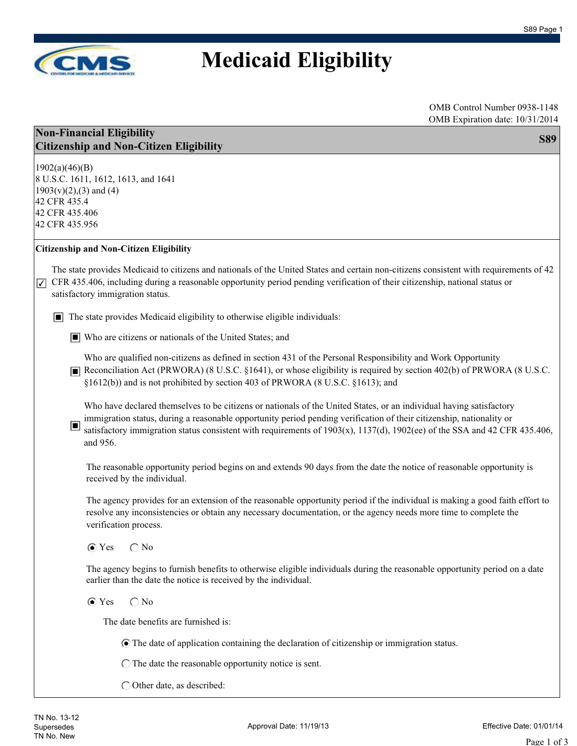# Medicaid Eligibility

OMB Control Number 0938-1148
OMB Expiration date: 10/31/2014

## Non-Financial Eligibility
## Citizenship and Non-Citizen Eligibility — S89

1902(a)(46)(B)
8 U.S.C. 1611, 1612, 1613, and 1641
1903(v)(2),(3) and (4)
42 CFR 435.4
42 CFR 435.406
42 CFR 435.956

### Citizenship and Non-Citizen Eligibility

☑ The state provides Medicaid to citizens and nationals of the United States and certain non-citizens consistent with requirements of 42 CFR 435.406, including during a reasonable opportunity period pending verification of their citizenship, national status or satisfactory immigration status.

- ■ The state provides Medicaid eligibility to otherwise eligible individuals:
  - ■ Who are citizens or nationals of the United States; and
  - ■ Who are qualified non-citizens as defined in section 431 of the Personal Responsibility and Work Opportunity Reconciliation Act (PRWORA) (8 U.S.C. §1641), or whose eligibility is required by section 402(b) of PRWORA (8 U.S.C. §1612(b)) and is not prohibited by section 403 of PRWORA (8 U.S.C. §1613); and
  - ■ Who have declared themselves to be citizens or nationals of the United States, or an individual having satisfactory immigration status, during a reasonable opportunity period pending verification of their citizenship, nationality or satisfactory immigration status consistent with requirements of 1903(x), 1137(d), 1902(ee) of the SSA and 42 CFR 435.406, and 956.

The reasonable opportunity period begins on and extends 90 days from the date the notice of reasonable opportunity is received by the individual.

The agency provides for an extension of the reasonable opportunity period if the individual is making a good faith effort to resolve any inconsistencies or obtain any necessary documentation, or the agency needs more time to complete the verification process.

◉ Yes ○ No

The agency begins to furnish benefits to otherwise eligible individuals during the reasonable opportunity period on a date earlier than the date the notice is received by the individual.

◉ Yes ○ No

The date benefits are furnished is:

- ◉ The date of application containing the declaration of citizenship or immigration status.
- ○ The date the reasonable opportunity notice is sent.
- ○ Other date, as described:

TN No. 13-12
Supersedes
TN No. New

Approval Date: 11/19/13

Effective Date: 01/01/14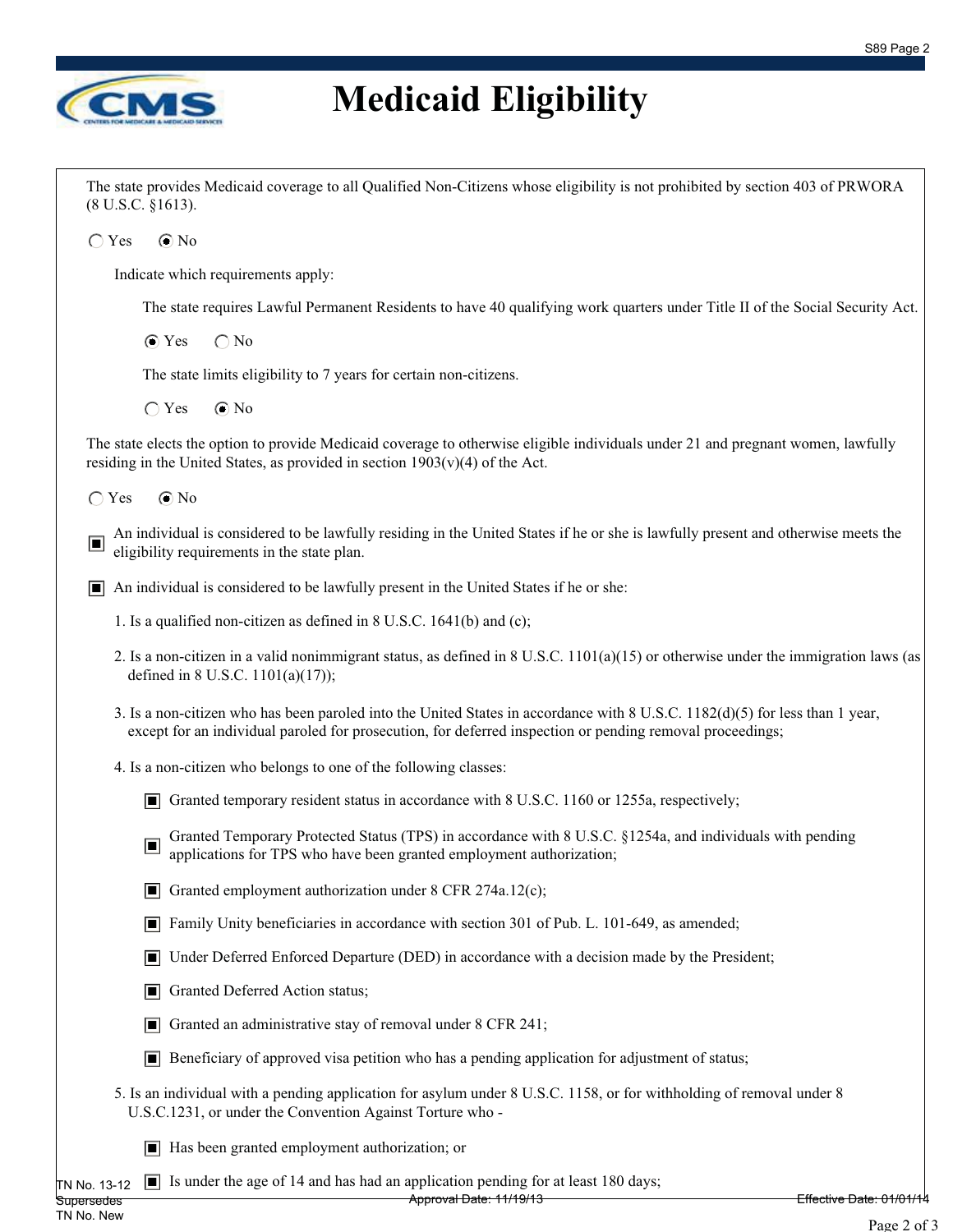# Medicaid Eligibility

The state provides Medicaid coverage to all Qualified Non-Citizens whose eligibility is not prohibited by section 403 of PRWORA (8 U.S.C. §1613).

○ Yes ◉ No

Indicate which requirements apply:

The state requires Lawful Permanent Residents to have 40 qualifying work quarters under Title II of the Social Security Act.

◉ Yes ○ No

The state limits eligibility to 7 years for certain non-citizens.

○ Yes ◉ No

The state elects the option to provide Medicaid coverage to otherwise eligible individuals under 21 and pregnant women, lawfully residing in the United States, as provided in section 1903(v)(4) of the Act.

○ Yes ◉ No

- [x] An individual is considered to be lawfully residing in the United States if he or she is lawfully present and otherwise meets the eligibility requirements in the state plan.

- [x] An individual is considered to be lawfully present in the United States if he or she:

1. Is a qualified non-citizen as defined in 8 U.S.C. 1641(b) and (c);
2. Is a non-citizen in a valid nonimmigrant status, as defined in 8 U.S.C. 1101(a)(15) or otherwise under the immigration laws (as defined in 8 U.S.C. 1101(a)(17));
3. Is a non-citizen who has been paroled into the United States in accordance with 8 U.S.C. 1182(d)(5) for less than 1 year, except for an individual paroled for prosecution, for deferred inspection or pending removal proceedings;
4. Is a non-citizen who belongs to one of the following classes:
   - [x] Granted temporary resident status in accordance with 8 U.S.C. 1160 or 1255a, respectively;
   - [x] Granted Temporary Protected Status (TPS) in accordance with 8 U.S.C. §1254a, and individuals with pending applications for TPS who have been granted employment authorization;
   - [x] Granted employment authorization under 8 CFR 274a.12(c);
   - [x] Family Unity beneficiaries in accordance with section 301 of Pub. L. 101-649, as amended;
   - [x] Under Deferred Enforced Departure (DED) in accordance with a decision made by the President;
   - [x] Granted Deferred Action status;
   - [x] Granted an administrative stay of removal under 8 CFR 241;
   - [x] Beneficiary of approved visa petition who has a pending application for adjustment of status;
5. Is an individual with a pending application for asylum under 8 U.S.C. 1158, or for withholding of removal under 8 U.S.C.1231, or under the Convention Against Torture who -
   - [x] Has been granted employment authorization; or
   - [x] Is under the age of 14 and has had an application pending for at least 180 days;

TN No. 13-12
Supersedes
TN No. New

Approval Date: 11/19/13

Effective Date: 01/01/14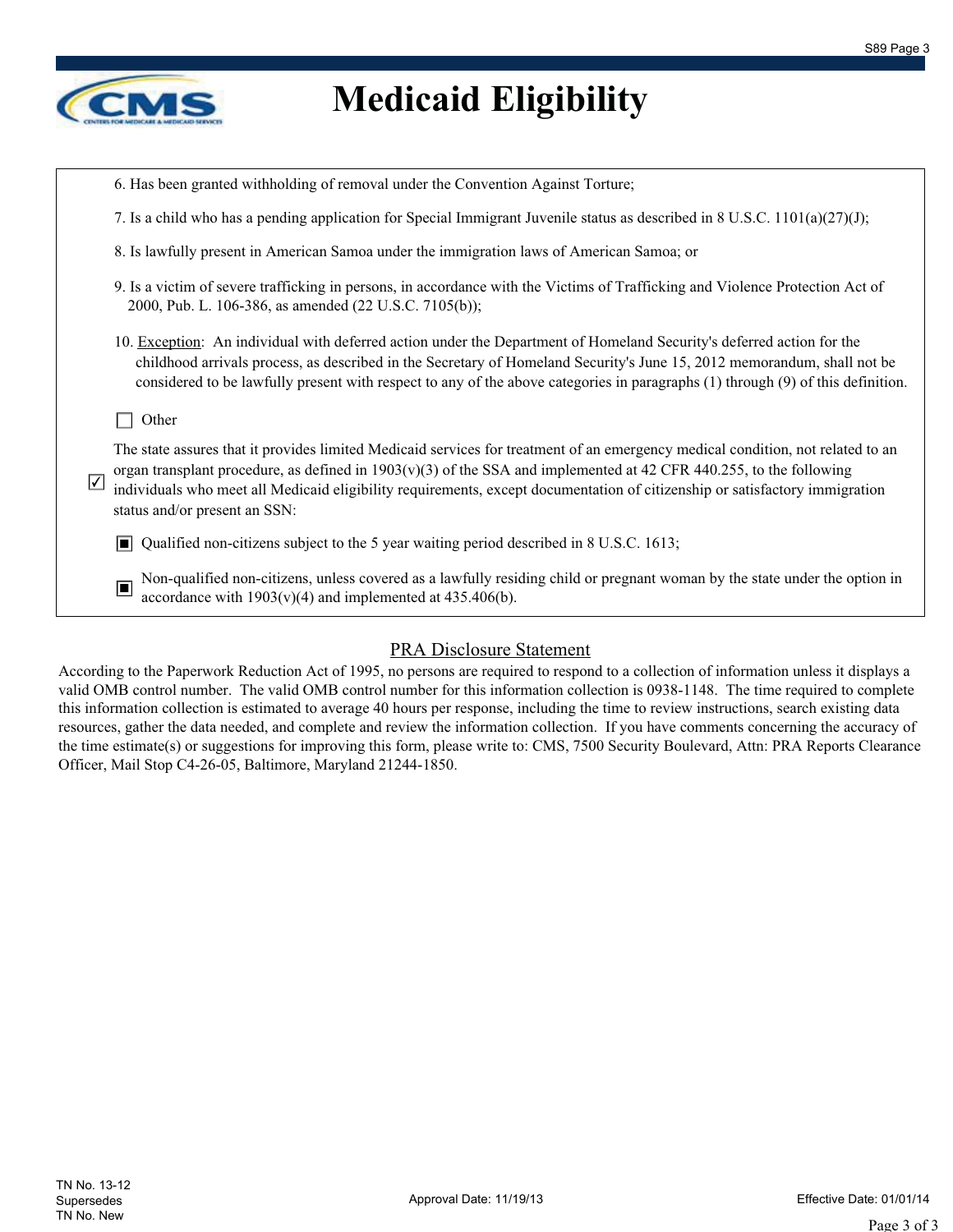# Medicaid Eligibility

6. Has been granted withholding of removal under the Convention Against Torture;

7. Is a child who has a pending application for Special Immigrant Juvenile status as described in 8 U.S.C. 1101(a)(27)(J);

8. Is lawfully present in American Samoa under the immigration laws of American Samoa; or

9. Is a victim of severe trafficking in persons, in accordance with the Victims of Trafficking and Violence Protection Act of 2000, Pub. L. 106-386, as amended (22 U.S.C. 7105(b));

10. Exception: An individual with deferred action under the Department of Homeland Security's deferred action for the childhood arrivals process, as described in the Secretary of Homeland Security's June 15, 2012 memorandum, shall not be considered to be lawfully present with respect to any of the above categories in paragraphs (1) through (9) of this definition.

☐ Other

☑ The state assures that it provides limited Medicaid services for treatment of an emergency medical condition, not related to an organ transplant procedure, as defined in 1903(v)(3) of the SSA and implemented at 42 CFR 440.255, to the following individuals who meet all Medicaid eligibility requirements, except documentation of citizenship or satisfactory immigration status and/or present an SSN:

▣ Qualified non-citizens subject to the 5 year waiting period described in 8 U.S.C. 1613;

▣ Non-qualified non-citizens, unless covered as a lawfully residing child or pregnant woman by the state under the option in accordance with 1903(v)(4) and implemented at 435.406(b).

## PRA Disclosure Statement

According to the Paperwork Reduction Act of 1995, no persons are required to respond to a collection of information unless it displays a valid OMB control number. The valid OMB control number for this information collection is 0938-1148. The time required to complete this information collection is estimated to average 40 hours per response, including the time to review instructions, search existing data resources, gather the data needed, and complete and review the information collection. If you have comments concerning the accuracy of the time estimate(s) or suggestions for improving this form, please write to: CMS, 7500 Security Boulevard, Attn: PRA Reports Clearance Officer, Mail Stop C4-26-05, Baltimore, Maryland 21244-1850.

TN No. 13-12
Supersedes
TN No. New

Approval Date: 11/19/13

Effective Date: 01/01/14